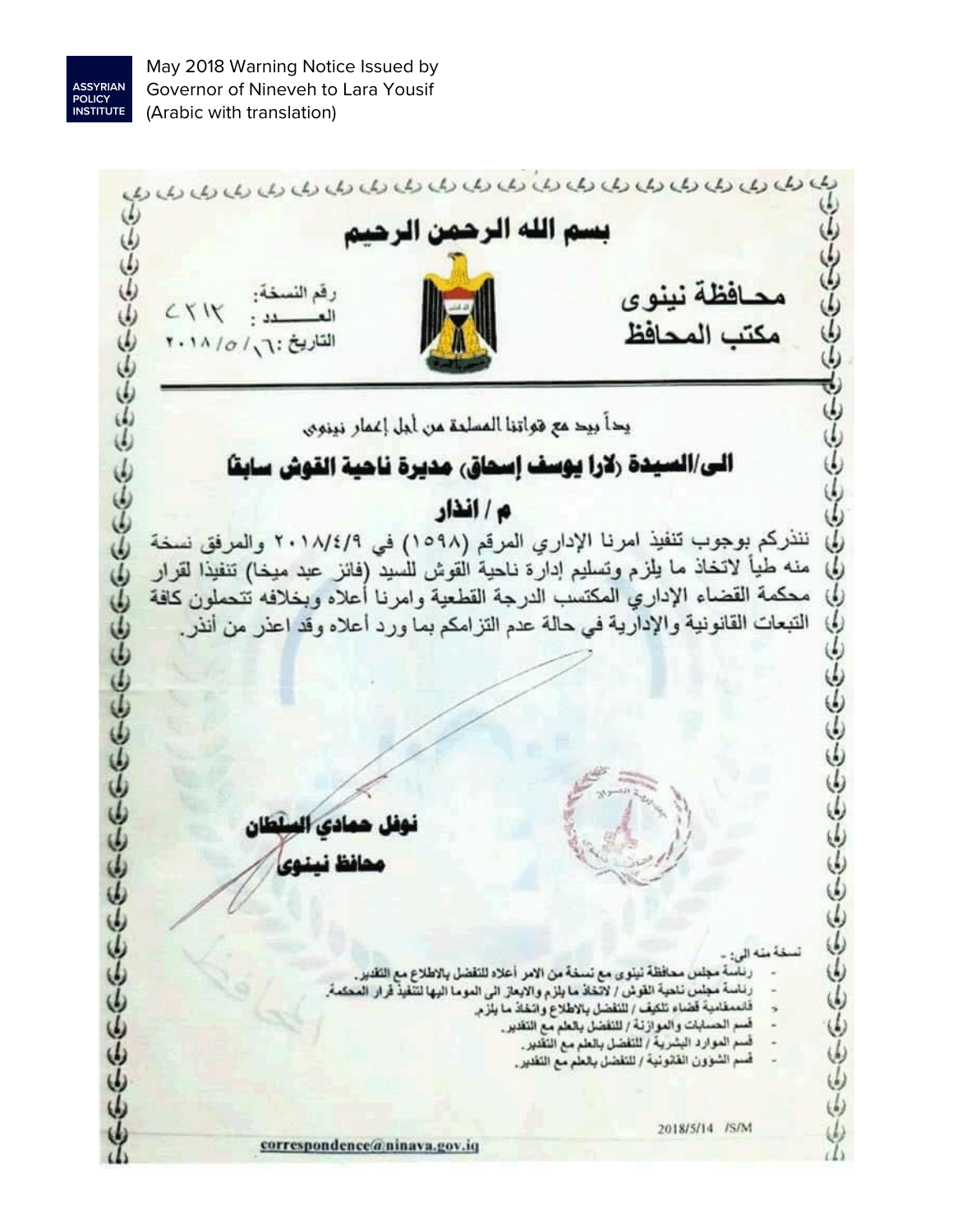May 2018 Warning Notice Issued by Governor of Nineveh to Lara Yousif (Arabic with translation)

# بسم الله الرحمن الرحيم

**محافظة نينوى**
**مكتب المحافظ**

رقم النسخة:
العـــدد : ٢٣١٢
التاريخ : ٢٠١٨/٥/١٦

يداً بيد مع قواتنا المسلحة من أجل إعمار نينوى

## الى/السيدة (لارا يوسف إسحاق) مديرة ناحية القوش سابقاً

## م / انذار

ننذركم بوجوب تنفيذ امرنا الإداري المرقم (١٥٩٨) في ٢٠١٨/٤/٩ والمرفق نسخة منه طياً لاتخاذ ما يلزم وتسليم إدارة ناحية القوش للسيد (فائز عبد ميخا) تنفيذا لقرار محكمة القضاء الإداري المكتسب الدرجة القطعية وامرنا أعلاه وبخلافه تتحملون كافة التبعات القانونية والإدارية في حالة عدم التزامكم بما ورد أعلاه وقد اعذر من أنذر.

**نوفل حمادي السلطان**
**محافظ نينوى**

نسخة منه الى: -

- رئاسة مجلس محافظة نينوى مع نسخة من الامر أعلاه للتفضل بالاطلاع مع التقدير.
- رئاسة مجلس ناحية القوش / لاتخاذ ما يلزم والايعاز الى المومأ اليها لتنفيذ قرار المحكمة.
- قائممقامية قضاء تلكيف / للتفضل بالاطلاع واتخاذ ما يلزم.
- قسم الحسابات والموازنة / للتفضل بالعلم مع التقدير.
- قسم الموارد البشرية / للتفضل بالعلم مع التقدير.
- قسم الشؤون القانونية / للتفضل بالعلم مع التقدير.

2018/5/14 /S/M

correspondence@ninava.gov.iq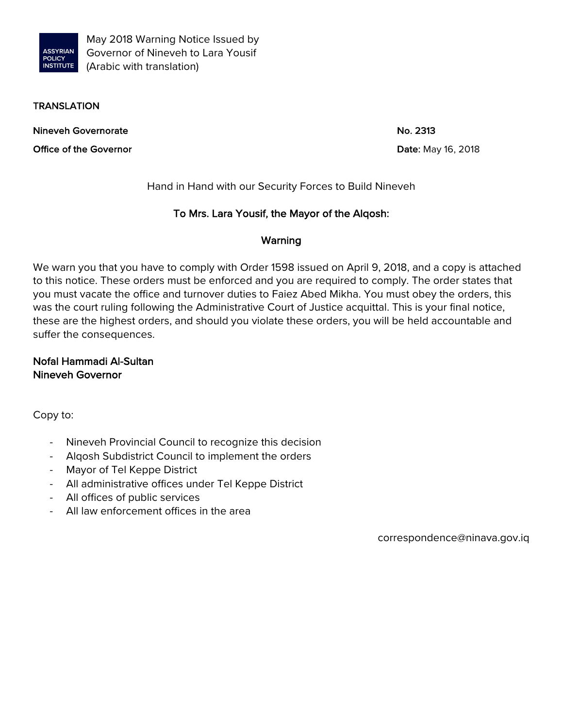May 2018 Warning Notice Issued by Governor of Nineveh to Lara Yousif (Arabic with translation)

TRANSLATION

**Nineveh Governorate** **No. 2313**

**Office of the Governor** **Date:** May 16, 2018

Hand in Hand with our Security Forces to Build Nineveh

**To Mrs. Lara Yousif, the Mayor of the Alqosh:**

**Warning**

We warn you that you have to comply with Order 1598 issued on April 9, 2018, and a copy is attached to this notice. These orders must be enforced and you are required to comply. The order states that you must vacate the office and turnover duties to Faiez Abed Mikha. You must obey the orders, this was the court ruling following the Administrative Court of Justice acquittal. This is your final notice, these are the highest orders, and should you violate these orders, you will be held accountable and suffer the consequences.

**Nofal Hammadi Al-Sultan**
**Nineveh Governor**

Copy to:

- Nineveh Provincial Council to recognize this decision
- Alqosh Subdistrict Council to implement the orders
- Mayor of Tel Keppe District
- All administrative offices under Tel Keppe District
- All offices of public services
- All law enforcement offices in the area

correspondence@ninava.gov.iq